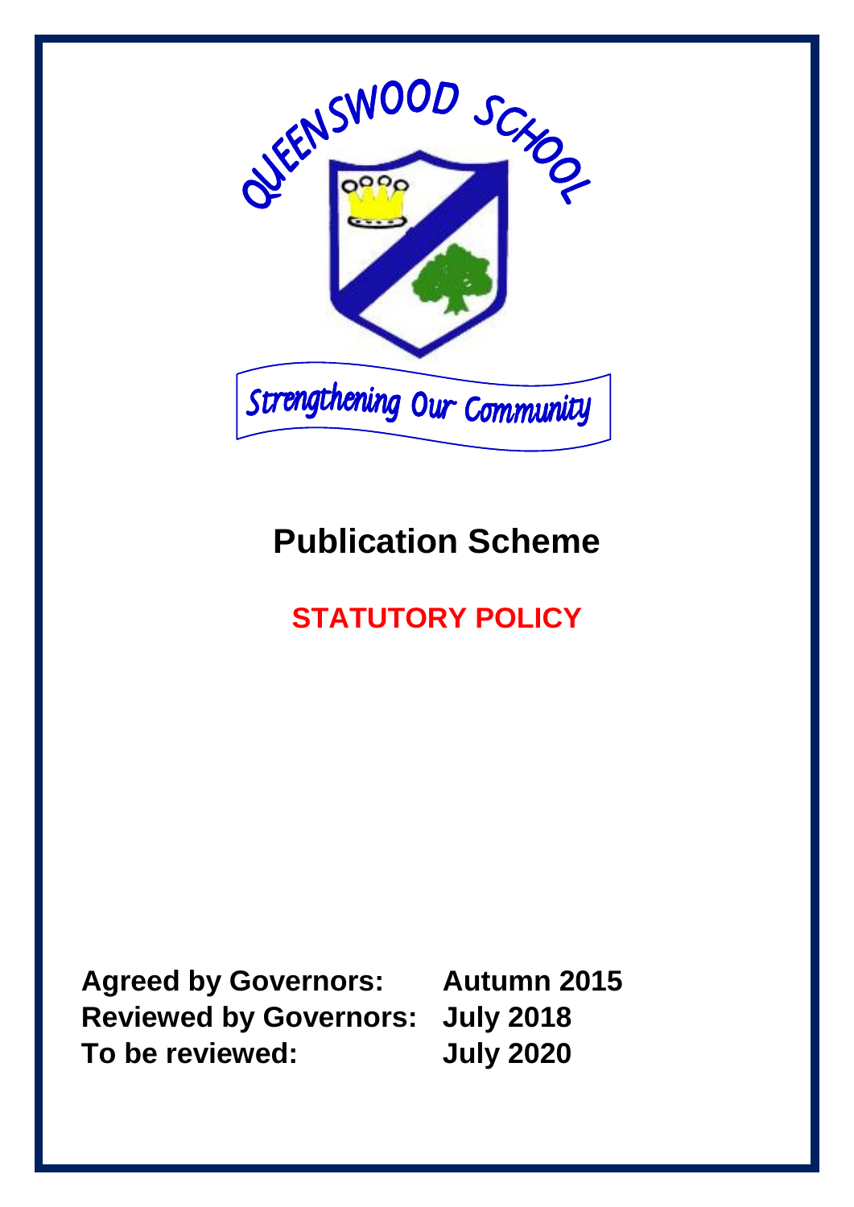QUEENSWOOD SCHOOL

Strengthening Our Community

# Publication Scheme

**STATUTORY POLICY**

**Agreed by Governors:** **Autumn 2015**
**Reviewed by Governors:** **July 2018**
**To be reviewed:** **July 2020**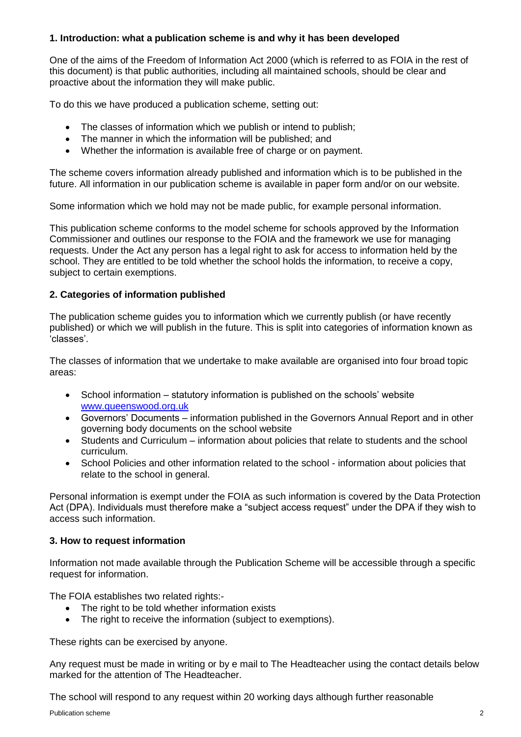## 1. Introduction: what a publication scheme is and why it has been developed

One of the aims of the Freedom of Information Act 2000 (which is referred to as FOIA in the rest of this document) is that public authorities, including all maintained schools, should be clear and proactive about the information they will make public.

To do this we have produced a publication scheme, setting out:

- The classes of information which we publish or intend to publish;
- The manner in which the information will be published; and
- Whether the information is available free of charge or on payment.

The scheme covers information already published and information which is to be published in the future. All information in our publication scheme is available in paper form and/or on our website.

Some information which we hold may not be made public, for example personal information.

This publication scheme conforms to the model scheme for schools approved by the Information Commissioner and outlines our response to the FOIA and the framework we use for managing requests. Under the Act any person has a legal right to ask for access to information held by the school. They are entitled to be told whether the school holds the information, to receive a copy, subject to certain exemptions.

## 2. Categories of information published

The publication scheme guides you to information which we currently publish (or have recently published) or which we will publish in the future. This is split into categories of information known as 'classes'.

The classes of information that we undertake to make available are organised into four broad topic areas:

- School information – statutory information is published on the schools' website [www.queenswood.org.uk](http://www.queenswood.org.uk)
- Governors' Documents – information published in the Governors Annual Report and in other governing body documents on the school website
- Students and Curriculum – information about policies that relate to students and the school curriculum.
- School Policies and other information related to the school - information about policies that relate to the school in general.

Personal information is exempt under the FOIA as such information is covered by the Data Protection Act (DPA). Individuals must therefore make a "subject access request" under the DPA if they wish to access such information.

## 3. How to request information

Information not made available through the Publication Scheme will be accessible through a specific request for information.

The FOIA establishes two related rights:-

- The right to be told whether information exists
- The right to receive the information (subject to exemptions).

These rights can be exercised by anyone.

Any request must be made in writing or by e mail to The Headteacher using the contact details below marked for the attention of The Headteacher.

The school will respond to any request within 20 working days although further reasonable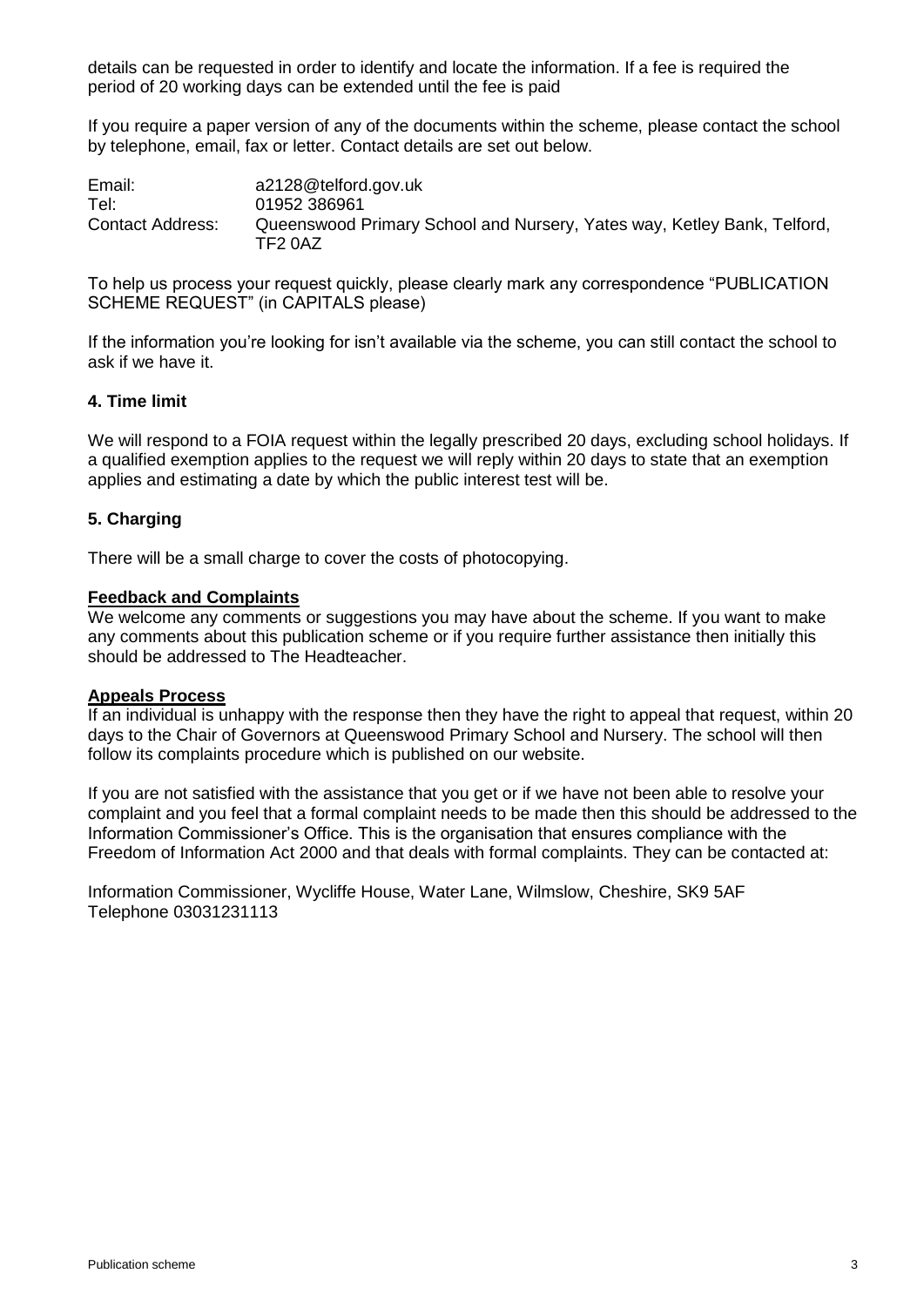details can be requested in order to identify and locate the information. If a fee is required the period of 20 working days can be extended until the fee is paid

If you require a paper version of any of the documents within the scheme, please contact the school by telephone, email, fax or letter. Contact details are set out below.

| | |
|---|---|
| Email: | a2128@telford.gov.uk |
| Tel: | 01952 386961 |
| Contact Address: | Queenswood Primary School and Nursery, Yates way, Ketley Bank, Telford, TF2 0AZ |

To help us process your request quickly, please clearly mark any correspondence "PUBLICATION SCHEME REQUEST" (in CAPITALS please)

If the information you're looking for isn't available via the scheme, you can still contact the school to ask if we have it.

### 4. Time limit

We will respond to a FOIA request within the legally prescribed 20 days, excluding school holidays. If a qualified exemption applies to the request we will reply within 20 days to state that an exemption applies and estimating a date by which the public interest test will be.

### 5. Charging

There will be a small charge to cover the costs of photocopying.

**Feedback and Complaints**

We welcome any comments or suggestions you may have about the scheme. If you want to make any comments about this publication scheme or if you require further assistance then initially this should be addressed to The Headteacher.

**Appeals Process**

If an individual is unhappy with the response then they have the right to appeal that request, within 20 days to the Chair of Governors at Queenswood Primary School and Nursery. The school will then follow its complaints procedure which is published on our website.

If you are not satisfied with the assistance that you get or if we have not been able to resolve your complaint and you feel that a formal complaint needs to be made then this should be addressed to the Information Commissioner's Office. This is the organisation that ensures compliance with the Freedom of Information Act 2000 and that deals with formal complaints. They can be contacted at:

Information Commissioner, Wycliffe House, Water Lane, Wilmslow, Cheshire, SK9 5AF
Telephone 03031231113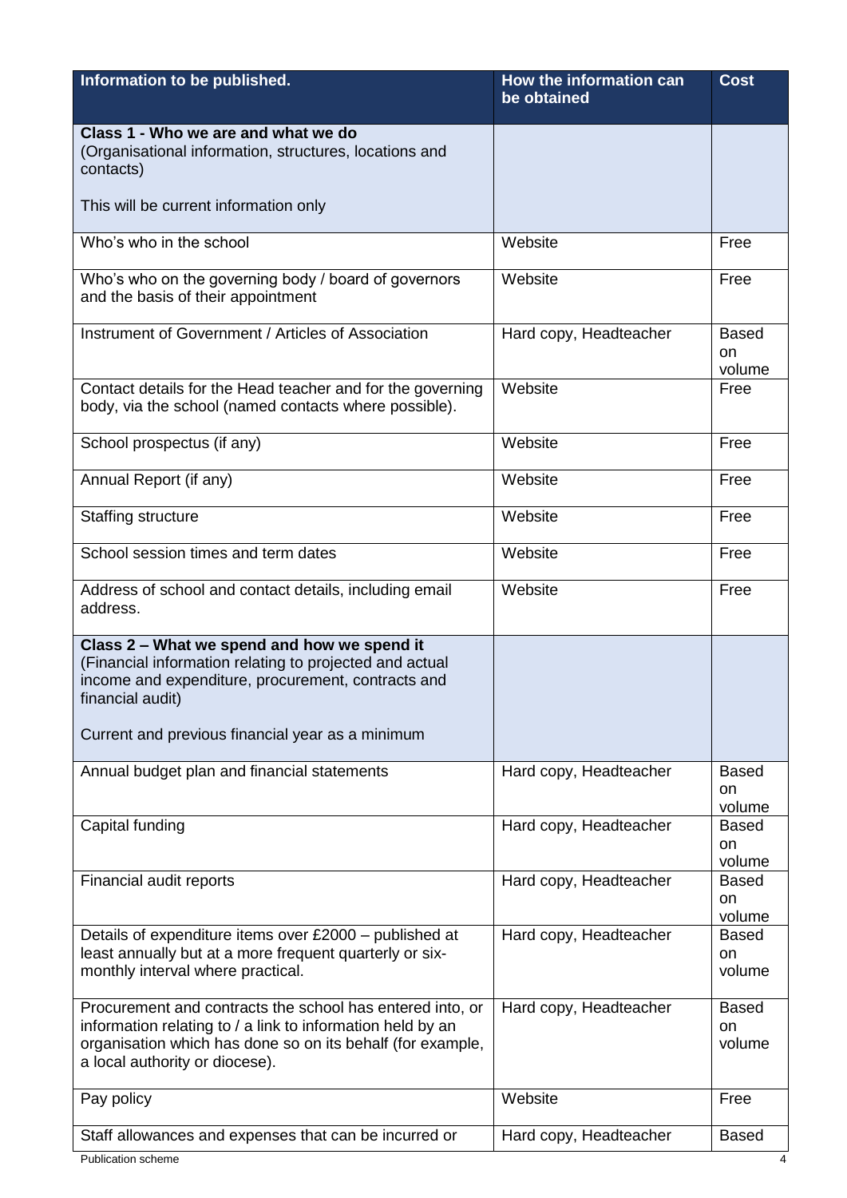| Information to be published. | How the information can be obtained | Cost |
|---|---|---|
| **Class 1 - Who we are and what we do** (Organisational information, structures, locations and contacts)<br><br>This will be current information only | | |
| Who's who in the school | Website | Free |
| Who's who on the governing body / board of governors and the basis of their appointment | Website | Free |
| Instrument of Government / Articles of Association | Hard copy, Headteacher | Based on volume |
| Contact details for the Head teacher and for the governing body, via the school (named contacts where possible). | Website | Free |
| School prospectus (if any) | Website | Free |
| Annual Report (if any) | Website | Free |
| Staffing structure | Website | Free |
| School session times and term dates | Website | Free |
| Address of school and contact details, including email address. | Website | Free |
| **Class 2 – What we spend and how we spend it** (Financial information relating to projected and actual income and expenditure, procurement, contracts and financial audit)<br><br>Current and previous financial year as a minimum | | |
| Annual budget plan and financial statements | Hard copy, Headteacher | Based on volume |
| Capital funding | Hard copy, Headteacher | Based on volume |
| Financial audit reports | Hard copy, Headteacher | Based on volume |
| Details of expenditure items over £2000 – published at least annually but at a more frequent quarterly or six-monthly interval where practical. | Hard copy, Headteacher | Based on volume |
| Procurement and contracts the school has entered into, or information relating to / a link to information held by an organisation which has done so on its behalf (for example, a local authority or diocese). | Hard copy, Headteacher | Based on volume |
| Pay policy | Website | Free |
| Staff allowances and expenses that can be incurred or | Hard copy, Headteacher | Based |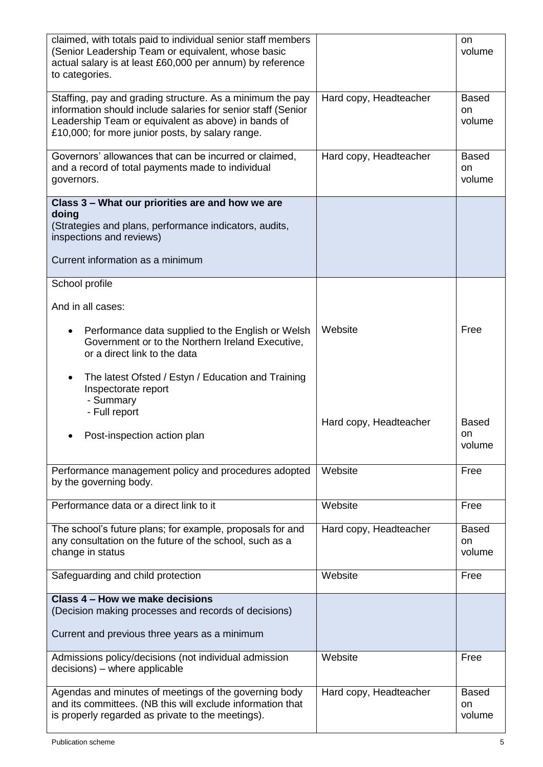| | | |
|---|---|---|
| claimed, with totals paid to individual senior staff members (Senior Leadership Team or equivalent, whose basic actual salary is at least £60,000 per annum) by reference to categories. | | on volume |
| Staffing, pay and grading structure. As a minimum the pay information should include salaries for senior staff (Senior Leadership Team or equivalent as above) in bands of £10,000; for more junior posts, by salary range. | Hard copy, Headteacher | Based on volume |
| Governors' allowances that can be incurred or claimed, and a record of total payments made to individual governors. | Hard copy, Headteacher | Based on volume |
| **Class 3 – What our priorities are and how we are doing**<br>(Strategies and plans, performance indicators, audits, inspections and reviews)<br><br>Current information as a minimum | | |
| School profile<br><br>And in all cases:<br><br>• Performance data supplied to the English or Welsh Government or to the Northern Ireland Executive, or a direct link to the data<br><br>• The latest Ofsted / Estyn / Education and Training Inspectorate report<br>- Summary<br>- Full report<br><br>• Post-inspection action plan | Website<br><br>Hard copy, Headteacher | Free<br><br>Based on volume |
| Performance management policy and procedures adopted by the governing body. | Website | Free |
| Performance data or a direct link to it | Website | Free |
| The school's future plans; for example, proposals for and any consultation on the future of the school, such as a change in status | Hard copy, Headteacher | Based on volume |
| Safeguarding and child protection | Website | Free |
| **Class 4 – How we make decisions**<br>(Decision making processes and records of decisions)<br><br>Current and previous three years as a minimum | | |
| Admissions policy/decisions (not individual admission decisions) – where applicable | Website | Free |
| Agendas and minutes of meetings of the governing body and its committees. (NB this will exclude information that is properly regarded as private to the meetings). | Hard copy, Headteacher | Based on volume |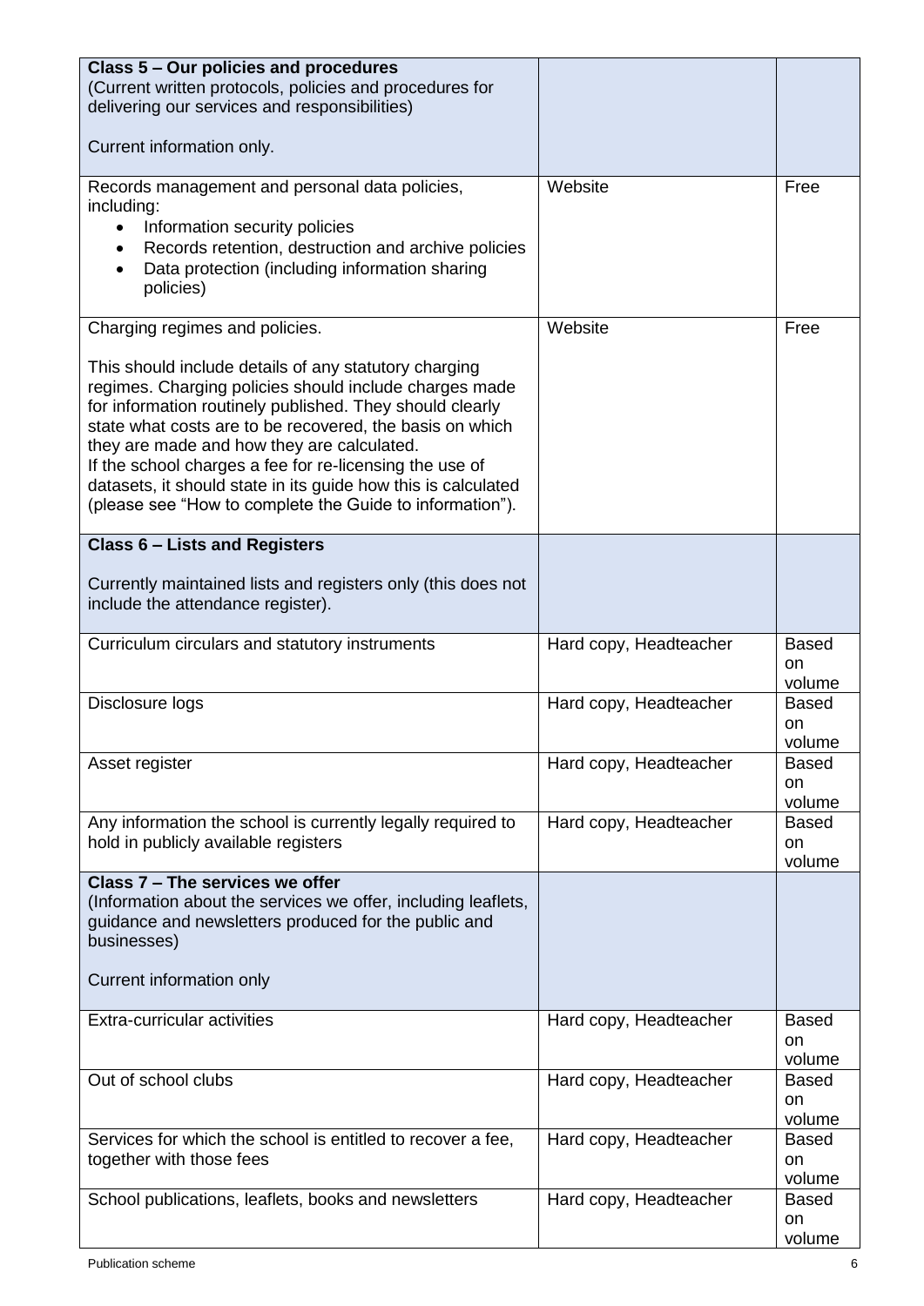| | | |
|---|---|---|
| **Class 5 – Our policies and procedures**<br>(Current written protocols, policies and procedures for delivering our services and responsibilities)<br><br>Current information only. | | |
| Records management and personal data policies, including:<br>• Information security policies<br>• Records retention, destruction and archive policies<br>• Data protection (including information sharing policies) | Website | Free |
| Charging regimes and policies.<br><br>This should include details of any statutory charging regimes. Charging policies should include charges made for information routinely published. They should clearly state what costs are to be recovered, the basis on which they are made and how they are calculated.<br>If the school charges a fee for re-licensing the use of datasets, it should state in its guide how this is calculated (please see "How to complete the Guide to information"). | Website | Free |
| **Class 6 – Lists and Registers**<br><br>Currently maintained lists and registers only (this does not include the attendance register). | | |
| Curriculum circulars and statutory instruments | Hard copy, Headteacher | Based on volume |
| Disclosure logs | Hard copy, Headteacher | Based on volume |
| Asset register | Hard copy, Headteacher | Based on volume |
| Any information the school is currently legally required to hold in publicly available registers | Hard copy, Headteacher | Based on volume |
| **Class 7 – The services we offer**<br>(Information about the services we offer, including leaflets, guidance and newsletters produced for the public and businesses)<br><br>Current information only | | |
| Extra-curricular activities | Hard copy, Headteacher | Based on volume |
| Out of school clubs | Hard copy, Headteacher | Based on volume |
| Services for which the school is entitled to recover a fee, together with those fees | Hard copy, Headteacher | Based on volume |
| School publications, leaflets, books and newsletters | Hard copy, Headteacher | Based on volume |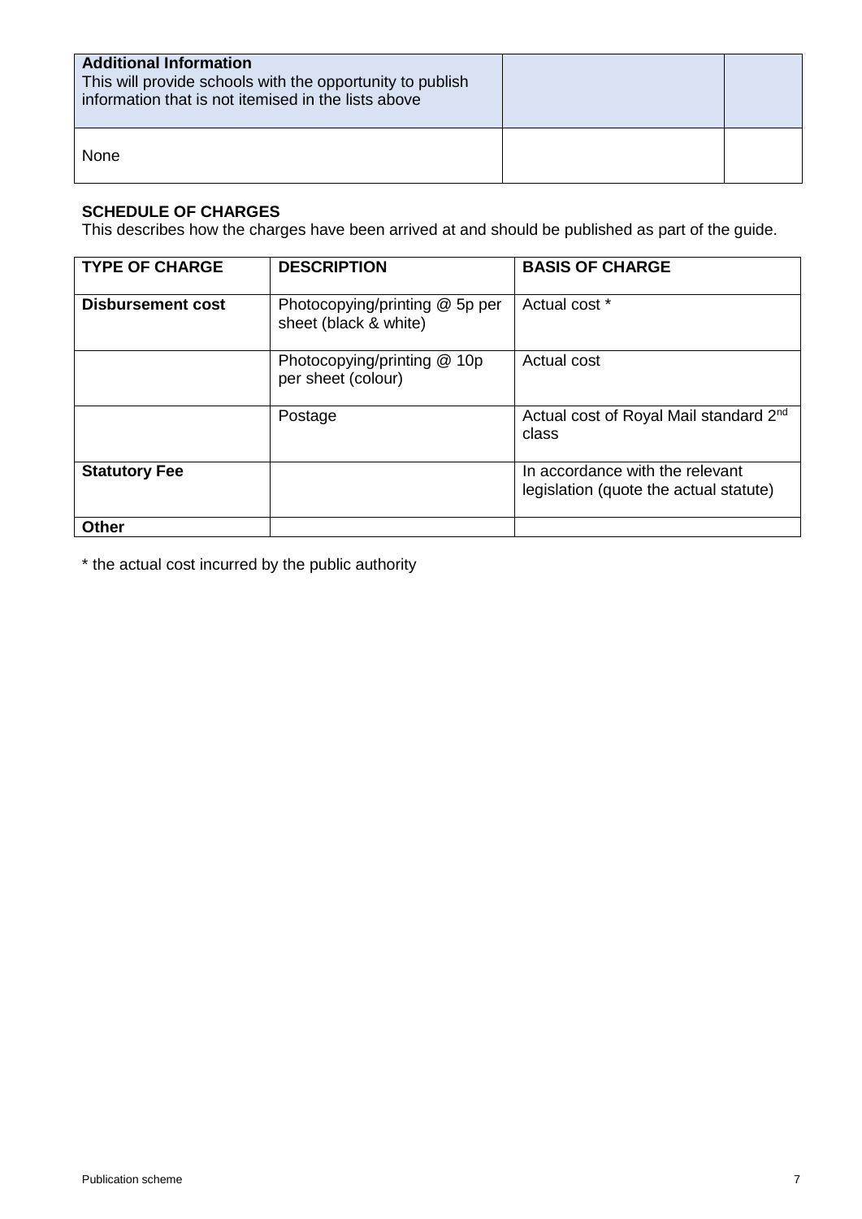| **Additional Information**<br>This will provide schools with the opportunity to publish information that is not itemised in the lists above | | |
|---|---|---|
| None | | |

**SCHEDULE OF CHARGES**
This describes how the charges have been arrived at and should be published as part of the guide.

| TYPE OF CHARGE | DESCRIPTION | BASIS OF CHARGE |
|---|---|---|
| **Disbursement cost** | Photocopying/printing @ 5p per sheet (black & white) | Actual cost * |
| | Photocopying/printing @ 10p per sheet (colour) | Actual cost |
| | Postage | Actual cost of Royal Mail standard 2nd class |
| **Statutory Fee** | | In accordance with the relevant legislation (quote the actual statute) |
| **Other** | | |

* the actual cost incurred by the public authority